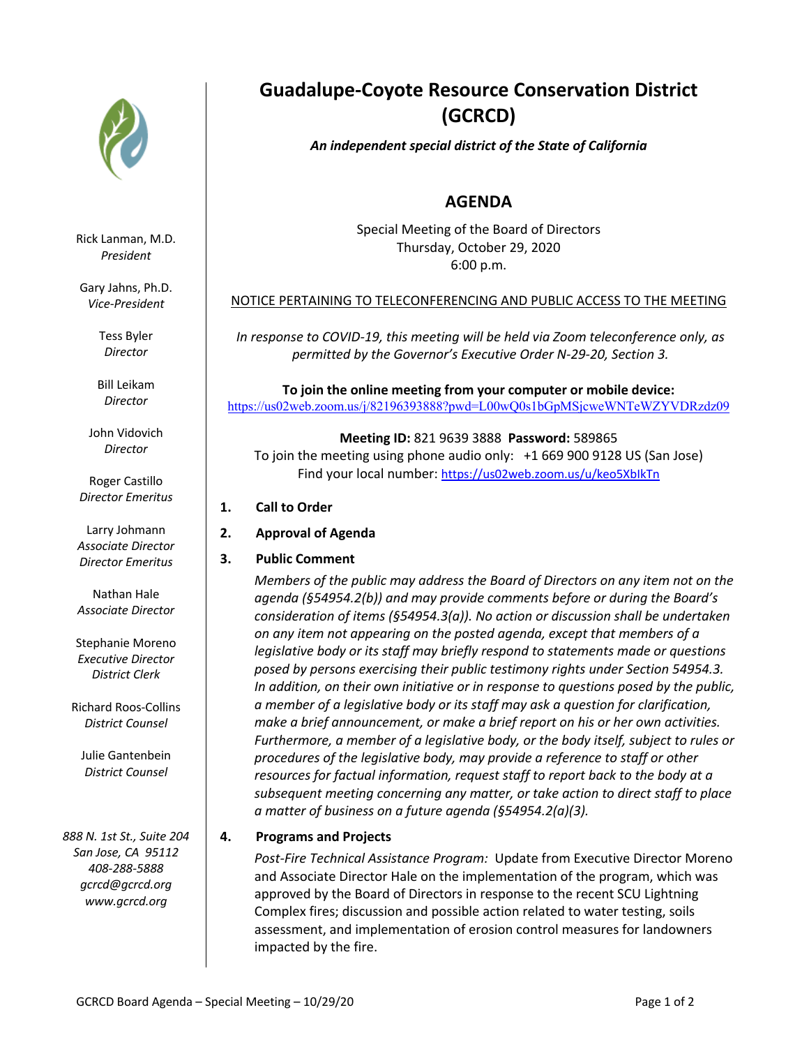# Guadalupe-Coyote Resource Conservation District (GCRCD)

***An independent special district of the State of California***

Rick Lanman, M.D.
*President*

Gary Jahns, Ph.D.
*Vice-President*

Tess Byler
*Director*

Bill Leikam
*Director*

John Vidovich
*Director*

Roger Castillo
*Director Emeritus*

Larry Johmann
*Associate Director*
*Director Emeritus*

Nathan Hale
*Associate Director*

Stephanie Moreno
*Executive Director*
*District Clerk*

Richard Roos-Collins
*District Counsel*

Julie Gantenbein
*District Counsel*

*888 N. 1st St., Suite 204*
*San Jose, CA 95112*
*408-288-5888*
*gcrcd@gcrcd.org*
*www.gcrcd.org*

## AGENDA

Special Meeting of the Board of Directors
Thursday, October 29, 2020
6:00 p.m.

NOTICE PERTAINING TO TELECONFERENCING AND PUBLIC ACCESS TO THE MEETING

*In response to COVID-19, this meeting will be held via Zoom teleconference only, as permitted by the Governor's Executive Order N-29-20, Section 3.*

**To join the online meeting from your computer or mobile device:**
https://us02web.zoom.us/j/82196393888?pwd=L00wQ0s1bGpMSjcweWNTeWZYVDRzdz09

**Meeting ID:** 821 9639 3888 **Password:** 589865
To join the meeting using phone audio only: +1 669 900 9128 US (San Jose)
Find your local number: https://us02web.zoom.us/u/keo5XbIkTn

1. **Call to Order**

2. **Approval of Agenda**

3. **Public Comment**

   *Members of the public may address the Board of Directors on any item not on the agenda (§54954.2(b)) and may provide comments before or during the Board's consideration of items (§54954.3(a)). No action or discussion shall be undertaken on any item not appearing on the posted agenda, except that members of a legislative body or its staff may briefly respond to statements made or questions posed by persons exercising their public testimony rights under Section 54954.3. In addition, on their own initiative or in response to questions posed by the public, a member of a legislative body or its staff may ask a question for clarification, make a brief announcement, or make a brief report on his or her own activities. Furthermore, a member of a legislative body, or the body itself, subject to rules or procedures of the legislative body, may provide a reference to staff or other resources for factual information, request staff to report back to the body at a subsequent meeting concerning any matter, or take action to direct staff to place a matter of business on a future agenda (§54954.2(a)(3).*

4. **Programs and Projects**

   *Post-Fire Technical Assistance Program:* Update from Executive Director Moreno and Associate Director Hale on the implementation of the program, which was approved by the Board of Directors in response to the recent SCU Lightning Complex fires; discussion and possible action related to water testing, soils assessment, and implementation of erosion control measures for landowners impacted by the fire.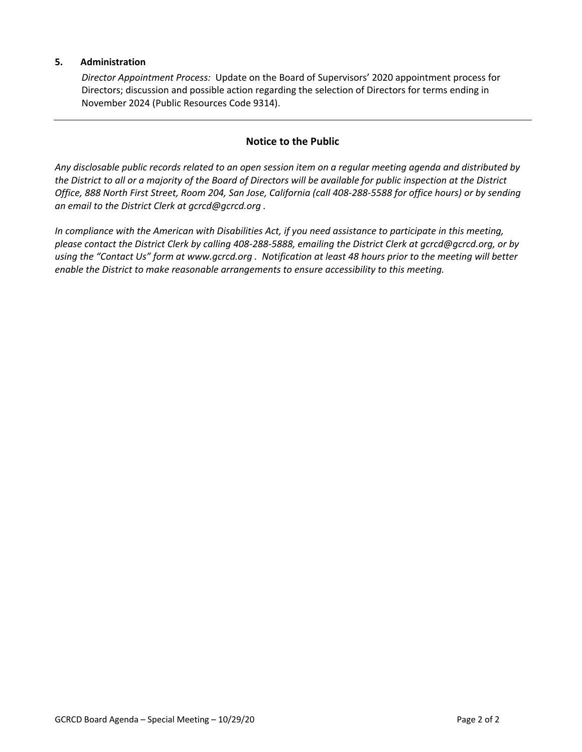**5. Administration**

*Director Appointment Process:* Update on the Board of Supervisors' 2020 appointment process for Directors; discussion and possible action regarding the selection of Directors for terms ending in November 2024 (Public Resources Code 9314).

---

## Notice to the Public

*Any disclosable public records related to an open session item on a regular meeting agenda and distributed by the District to all or a majority of the Board of Directors will be available for public inspection at the District Office, 888 North First Street, Room 204, San Jose, California (call 408-288-5588 for office hours) or by sending an email to the District Clerk at gcrcd@gcrcd.org .*

*In compliance with the American with Disabilities Act, if you need assistance to participate in this meeting, please contact the District Clerk by calling 408-288-5888, emailing the District Clerk at gcrcd@gcrcd.org, or by using the "Contact Us" form at www.gcrcd.org . Notification at least 48 hours prior to the meeting will better enable the District to make reasonable arrangements to ensure accessibility to this meeting.*